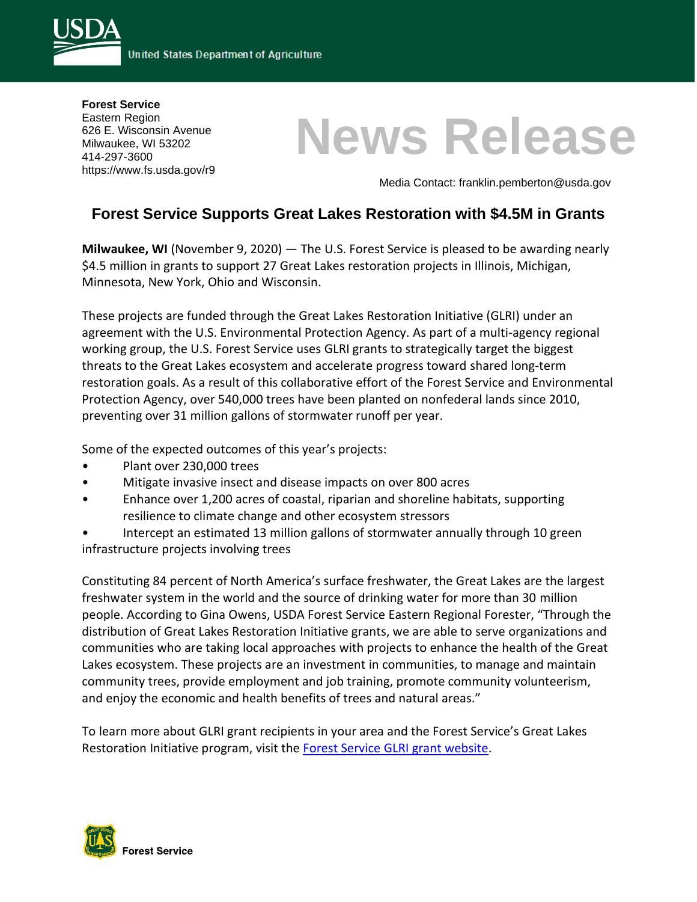United States Department of Agriculture

**Forest Service**
Eastern Region
626 E. Wisconsin Avenue
Milwaukee, WI 53202
414-297-3600
https://www.fs.usda.gov/r9

# News Release

Media Contact: franklin.pemberton@usda.gov

## Forest Service Supports Great Lakes Restoration with $4.5M in Grants

**Milwaukee, WI** (November 9, 2020) — The U.S. Forest Service is pleased to be awarding nearly $4.5 million in grants to support 27 Great Lakes restoration projects in Illinois, Michigan, Minnesota, New York, Ohio and Wisconsin.

These projects are funded through the Great Lakes Restoration Initiative (GLRI) under an agreement with the U.S. Environmental Protection Agency. As part of a multi-agency regional working group, the U.S. Forest Service uses GLRI grants to strategically target the biggest threats to the Great Lakes ecosystem and accelerate progress toward shared long-term restoration goals. As a result of this collaborative effort of the Forest Service and Environmental Protection Agency, over 540,000 trees have been planted on nonfederal lands since 2010, preventing over 31 million gallons of stormwater runoff per year.

Some of the expected outcomes of this year's projects:

- Plant over 230,000 trees
- Mitigate invasive insect and disease impacts on over 800 acres
- Enhance over 1,200 acres of coastal, riparian and shoreline habitats, supporting resilience to climate change and other ecosystem stressors
- Intercept an estimated 13 million gallons of stormwater annually through 10 green infrastructure projects involving trees

Constituting 84 percent of North America's surface freshwater, the Great Lakes are the largest freshwater system in the world and the source of drinking water for more than 30 million people. According to Gina Owens, USDA Forest Service Eastern Regional Forester, "Through the distribution of Great Lakes Restoration Initiative grants, we are able to serve organizations and communities who are taking local approaches with projects to enhance the health of the Great Lakes ecosystem. These projects are an investment in communities, to manage and maintain community trees, provide employment and job training, promote community volunteerism, and enjoy the economic and health benefits of trees and natural areas."

To learn more about GLRI grant recipients in your area and the Forest Service's Great Lakes Restoration Initiative program, visit the Forest Service GLRI grant website.

Forest Service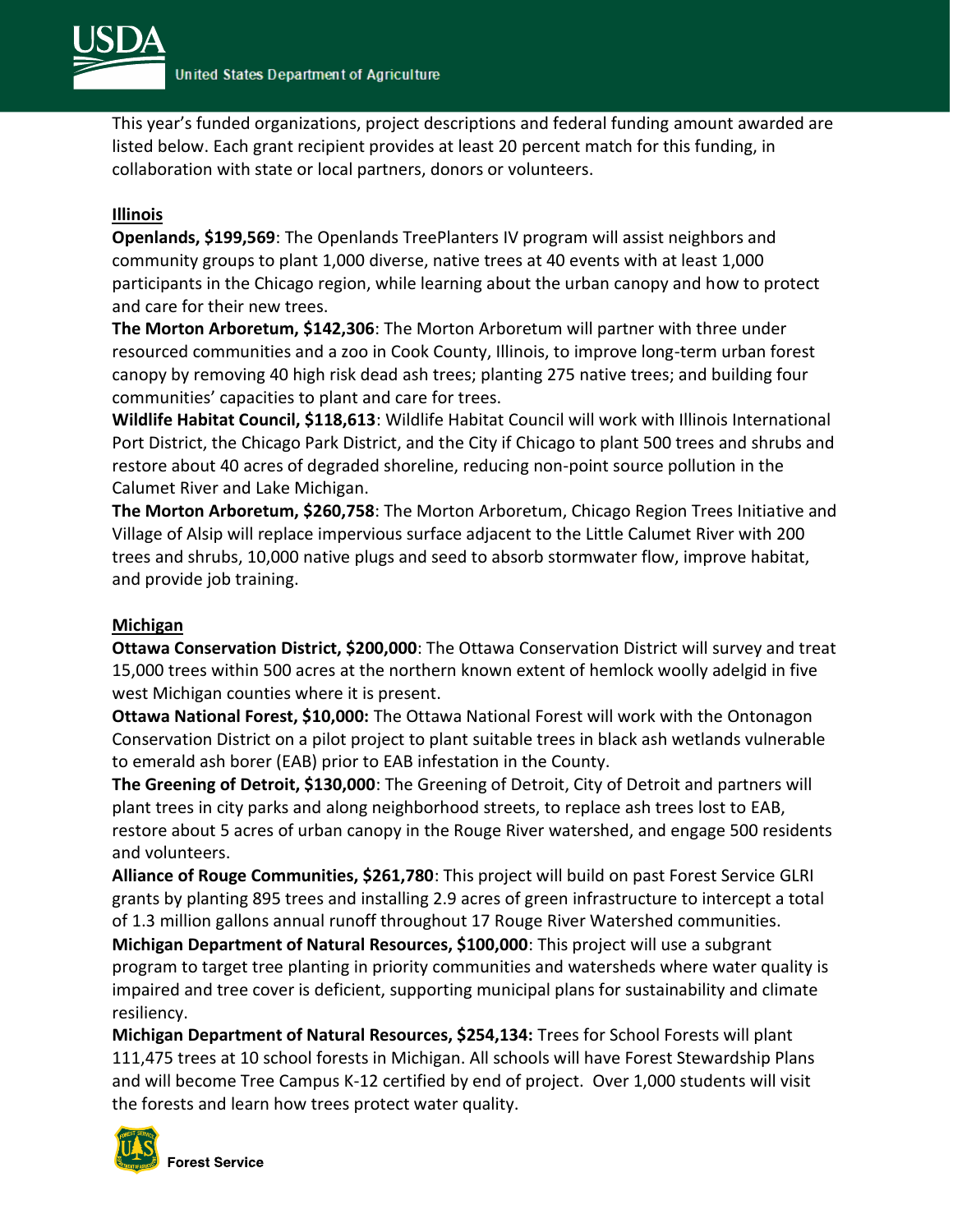This year's funded organizations, project descriptions and federal funding amount awarded are listed below. Each grant recipient provides at least 20 percent match for this funding, in collaboration with state or local partners, donors or volunteers.

**Illinois**

**Openlands, $199,569**: The Openlands TreePlanters IV program will assist neighbors and community groups to plant 1,000 diverse, native trees at 40 events with at least 1,000 participants in the Chicago region, while learning about the urban canopy and how to protect and care for their new trees.

**The Morton Arboretum, $142,306**: The Morton Arboretum will partner with three under resourced communities and a zoo in Cook County, Illinois, to improve long-term urban forest canopy by removing 40 high risk dead ash trees; planting 275 native trees; and building four communities' capacities to plant and care for trees.

**Wildlife Habitat Council, $118,613**: Wildlife Habitat Council will work with Illinois International Port District, the Chicago Park District, and the City if Chicago to plant 500 trees and shrubs and restore about 40 acres of degraded shoreline, reducing non-point source pollution in the Calumet River and Lake Michigan.

**The Morton Arboretum, $260,758**: The Morton Arboretum, Chicago Region Trees Initiative and Village of Alsip will replace impervious surface adjacent to the Little Calumet River with 200 trees and shrubs, 10,000 native plugs and seed to absorb stormwater flow, improve habitat, and provide job training.

**Michigan**

**Ottawa Conservation District, $200,000**: The Ottawa Conservation District will survey and treat 15,000 trees within 500 acres at the northern known extent of hemlock woolly adelgid in five west Michigan counties where it is present.

**Ottawa National Forest, $10,000:** The Ottawa National Forest will work with the Ontonagon Conservation District on a pilot project to plant suitable trees in black ash wetlands vulnerable to emerald ash borer (EAB) prior to EAB infestation in the County.

**The Greening of Detroit, $130,000**: The Greening of Detroit, City of Detroit and partners will plant trees in city parks and along neighborhood streets, to replace ash trees lost to EAB, restore about 5 acres of urban canopy in the Rouge River watershed, and engage 500 residents and volunteers.

**Alliance of Rouge Communities, $261,780**: This project will build on past Forest Service GLRI grants by planting 895 trees and installing 2.9 acres of green infrastructure to intercept a total of 1.3 million gallons annual runoff throughout 17 Rouge River Watershed communities.

**Michigan Department of Natural Resources, $100,000**: This project will use a subgrant program to target tree planting in priority communities and watersheds where water quality is impaired and tree cover is deficient, supporting municipal plans for sustainability and climate resiliency.

**Michigan Department of Natural Resources, $254,134:** Trees for School Forests will plant 111,475 trees at 10 school forests in Michigan. All schools will have Forest Stewardship Plans and will become Tree Campus K-12 certified by end of project. Over 1,000 students will visit the forests and learn how trees protect water quality.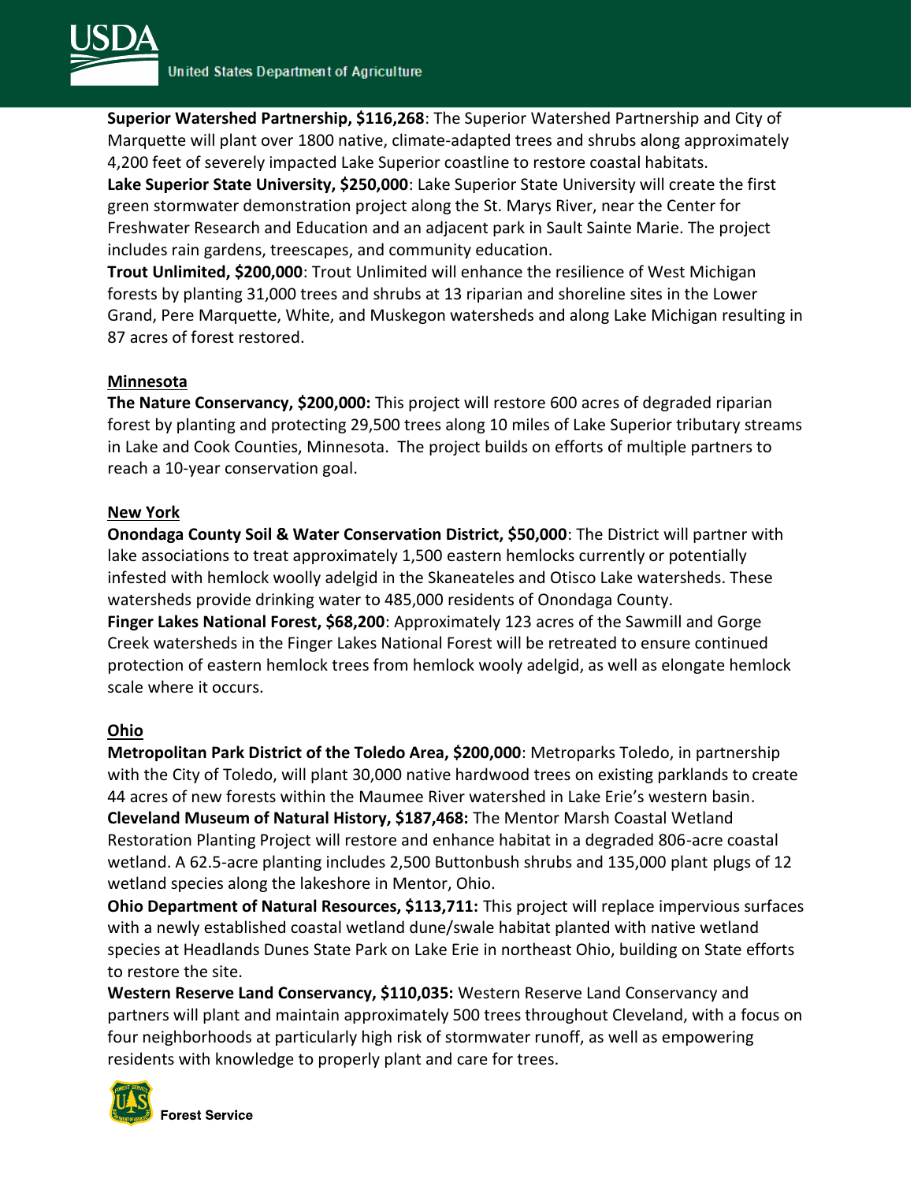**Superior Watershed Partnership, $116,268**: The Superior Watershed Partnership and City of Marquette will plant over 1800 native, climate-adapted trees and shrubs along approximately 4,200 feet of severely impacted Lake Superior coastline to restore coastal habitats.

**Lake Superior State University, $250,000**: Lake Superior State University will create the first green stormwater demonstration project along the St. Marys River, near the Center for Freshwater Research and Education and an adjacent park in Sault Sainte Marie. The project includes rain gardens, treescapes, and community education.

**Trout Unlimited, $200,000**: Trout Unlimited will enhance the resilience of West Michigan forests by planting 31,000 trees and shrubs at 13 riparian and shoreline sites in the Lower Grand, Pere Marquette, White, and Muskegon watersheds and along Lake Michigan resulting in 87 acres of forest restored.

## Minnesota

**The Nature Conservancy, $200,000:** This project will restore 600 acres of degraded riparian forest by planting and protecting 29,500 trees along 10 miles of Lake Superior tributary streams in Lake and Cook Counties, Minnesota. The project builds on efforts of multiple partners to reach a 10-year conservation goal.

## New York

**Onondaga County Soil & Water Conservation District, $50,000**: The District will partner with lake associations to treat approximately 1,500 eastern hemlocks currently or potentially infested with hemlock woolly adelgid in the Skaneateles and Otisco Lake watersheds. These watersheds provide drinking water to 485,000 residents of Onondaga County.

**Finger Lakes National Forest, $68,200**: Approximately 123 acres of the Sawmill and Gorge Creek watersheds in the Finger Lakes National Forest will be retreated to ensure continued protection of eastern hemlock trees from hemlock wooly adelgid, as well as elongate hemlock scale where it occurs.

## Ohio

**Metropolitan Park District of the Toledo Area, $200,000**: Metroparks Toledo, in partnership with the City of Toledo, will plant 30,000 native hardwood trees on existing parklands to create 44 acres of new forests within the Maumee River watershed in Lake Erie's western basin.

**Cleveland Museum of Natural History, $187,468:** The Mentor Marsh Coastal Wetland Restoration Planting Project will restore and enhance habitat in a degraded 806-acre coastal wetland. A 62.5-acre planting includes 2,500 Buttonbush shrubs and 135,000 plant plugs of 12 wetland species along the lakeshore in Mentor, Ohio.

**Ohio Department of Natural Resources, $113,711:** This project will replace impervious surfaces with a newly established coastal wetland dune/swale habitat planted with native wetland species at Headlands Dunes State Park on Lake Erie in northeast Ohio, building on State efforts to restore the site.

**Western Reserve Land Conservancy, $110,035:** Western Reserve Land Conservancy and partners will plant and maintain approximately 500 trees throughout Cleveland, with a focus on four neighborhoods at particularly high risk of stormwater runoff, as well as empowering residents with knowledge to properly plant and care for trees.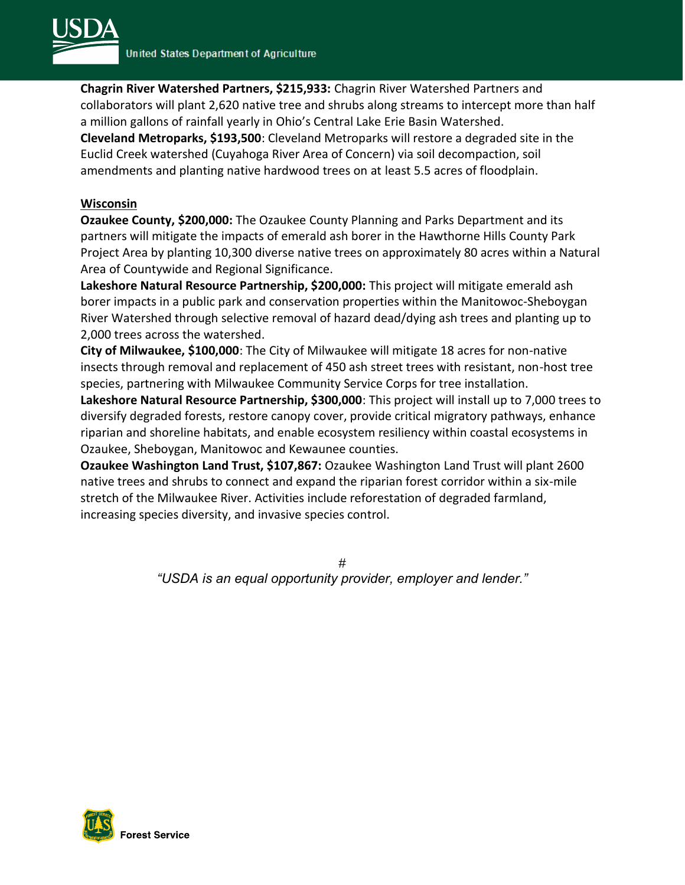**Chagrin River Watershed Partners, $215,933:** Chagrin River Watershed Partners and collaborators will plant 2,620 native tree and shrubs along streams to intercept more than half a million gallons of rainfall yearly in Ohio's Central Lake Erie Basin Watershed.

**Cleveland Metroparks, $193,500**: Cleveland Metroparks will restore a degraded site in the Euclid Creek watershed (Cuyahoga River Area of Concern) via soil decompaction, soil amendments and planting native hardwood trees on at least 5.5 acres of floodplain.

**Wisconsin**

**Ozaukee County, $200,000:** The Ozaukee County Planning and Parks Department and its partners will mitigate the impacts of emerald ash borer in the Hawthorne Hills County Park Project Area by planting 10,300 diverse native trees on approximately 80 acres within a Natural Area of Countywide and Regional Significance.

**Lakeshore Natural Resource Partnership, $200,000:** This project will mitigate emerald ash borer impacts in a public park and conservation properties within the Manitowoc-Sheboygan River Watershed through selective removal of hazard dead/dying ash trees and planting up to 2,000 trees across the watershed.

**City of Milwaukee, $100,000**: The City of Milwaukee will mitigate 18 acres for non-native insects through removal and replacement of 450 ash street trees with resistant, non-host tree species, partnering with Milwaukee Community Service Corps for tree installation.

**Lakeshore Natural Resource Partnership, $300,000**: This project will install up to 7,000 trees to diversify degraded forests, restore canopy cover, provide critical migratory pathways, enhance riparian and shoreline habitats, and enable ecosystem resiliency within coastal ecosystems in Ozaukee, Sheboygan, Manitowoc and Kewaunee counties.

**Ozaukee Washington Land Trust, $107,867:** Ozaukee Washington Land Trust will plant 2600 native trees and shrubs to connect and expand the riparian forest corridor within a six-mile stretch of the Milwaukee River. Activities include reforestation of degraded farmland, increasing species diversity, and invasive species control.

#

*"USDA is an equal opportunity provider, employer and lender."*